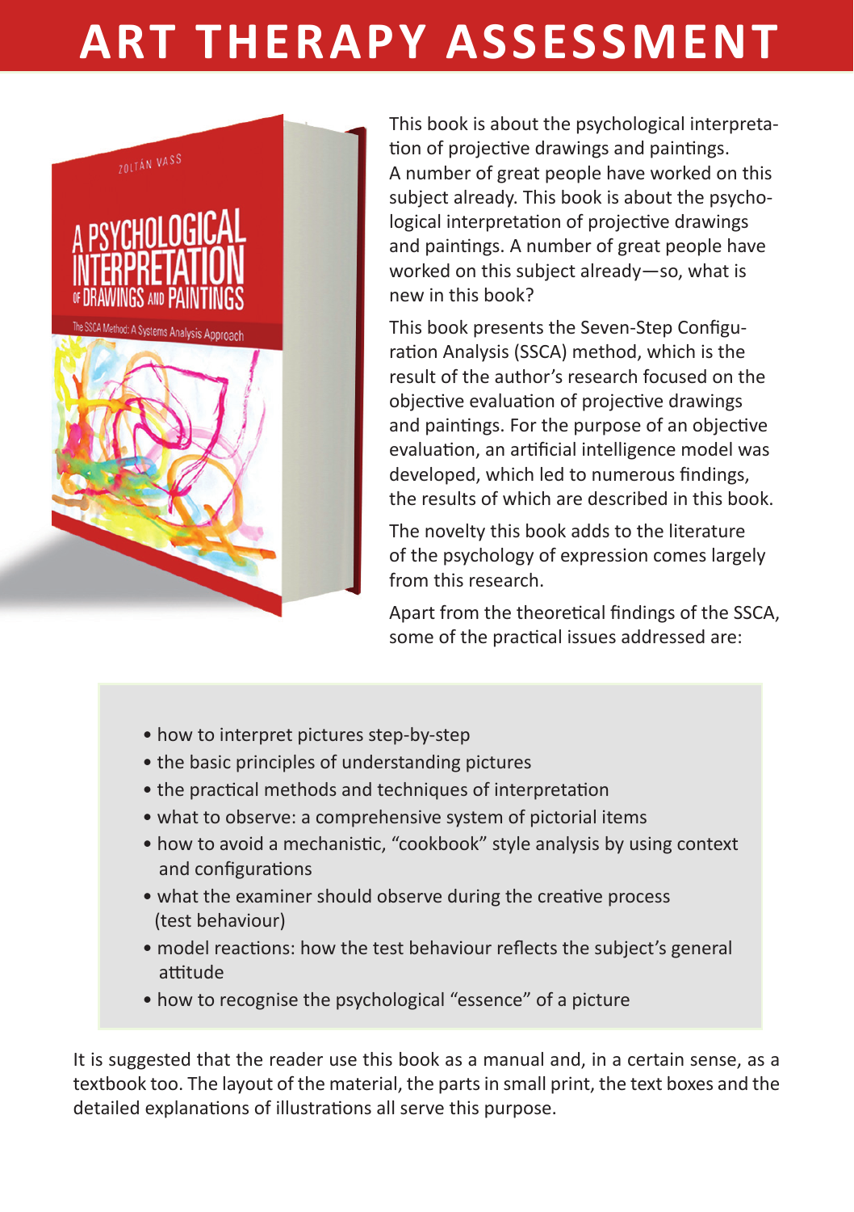# ART THERAPY ASSESSMENT

This book is about the psychological interpretation of projective drawings and paintings. A number of great people have worked on this subject already. This book is about the psychological interpretation of projective drawings and paintings. A number of great people have worked on this subject already—so, what is new in this book?

This book presents the Seven-Step Configuration Analysis (SSCA) method, which is the result of the author's research focused on the objective evaluation of projective drawings and paintings. For the purpose of an objective evaluation, an artificial intelligence model was developed, which led to numerous findings, the results of which are described in this book.

The novelty this book adds to the literature of the psychology of expression comes largely from this research.

Apart from the theoretical findings of the SSCA, some of the practical issues addressed are:

- how to interpret pictures step-by-step
- the basic principles of understanding pictures
- the practical methods and techniques of interpretation
- what to observe: a comprehensive system of pictorial items
- how to avoid a mechanistic, "cookbook" style analysis by using context and configurations
- what the examiner should observe during the creative process (test behaviour)
- model reactions: how the test behaviour reflects the subject's general attitude
- how to recognise the psychological "essence" of a picture

It is suggested that the reader use this book as a manual and, in a certain sense, as a textbook too. The layout of the material, the parts in small print, the text boxes and the detailed explanations of illustrations all serve this purpose.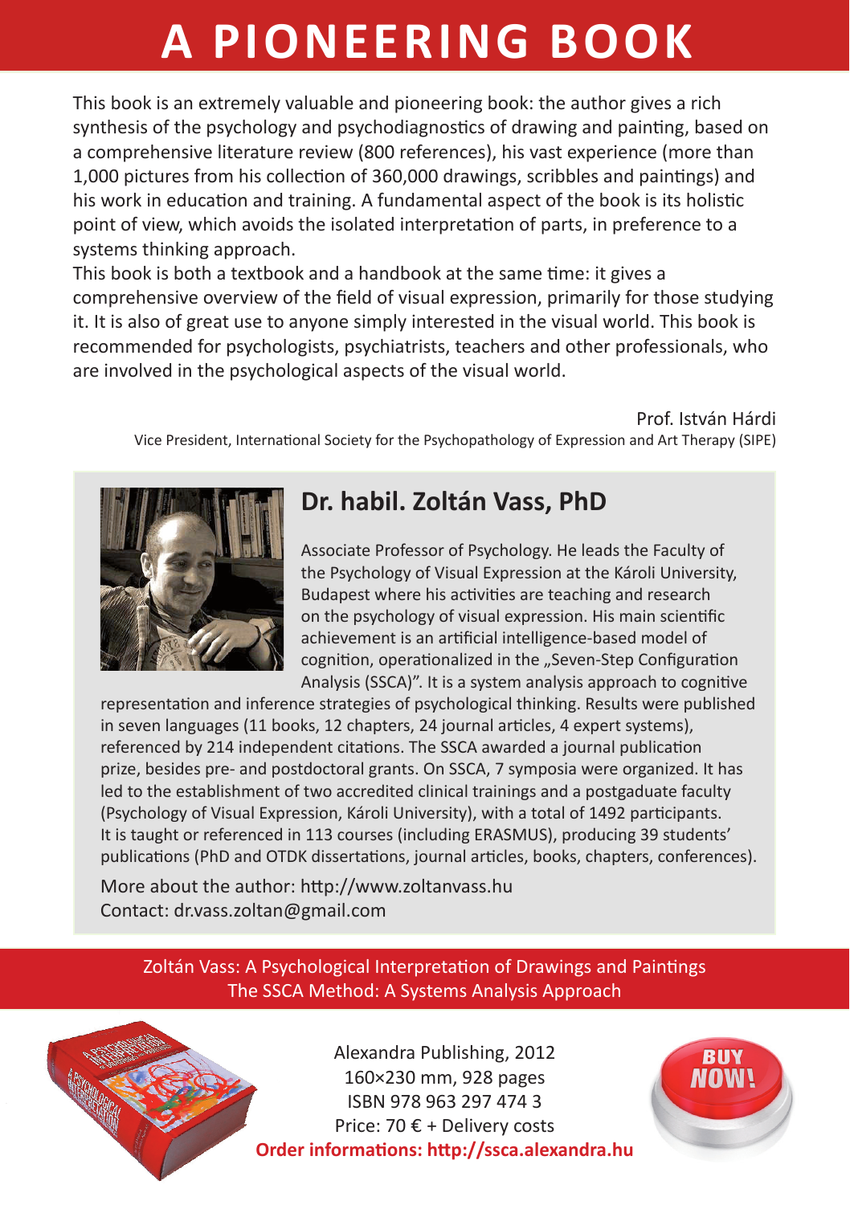# A PIONEERING BOOK

This book is an extremely valuable and pioneering book: the author gives a rich synthesis of the psychology and psychodiagnostics of drawing and painting, based on a comprehensive literature review (800 references), his vast experience (more than 1,000 pictures from his collection of 360,000 drawings, scribbles and paintings) and his work in education and training. A fundamental aspect of the book is its holistic point of view, which avoids the isolated interpretation of parts, in preference to a systems thinking approach.

This book is both a textbook and a handbook at the same time: it gives a comprehensive overview of the field of visual expression, primarily for those studying it. It is also of great use to anyone simply interested in the visual world. This book is recommended for psychologists, psychiatrists, teachers and other professionals, who are involved in the psychological aspects of the visual world.

Prof. István Hárdi
Vice President, International Society for the Psychopathology of Expression and Art Therapy (SIPE)

## Dr. habil. Zoltán Vass, PhD

Associate Professor of Psychology. He leads the Faculty of the Psychology of Visual Expression at the Károli University, Budapest where his activities are teaching and research on the psychology of visual expression. His main scientific achievement is an artificial intelligence-based model of cognition, operationalized in the „Seven-Step Configuration Analysis (SSCA)". It is a system analysis approach to cognitive representation and inference strategies of psychological thinking. Results were published in seven languages (11 books, 12 chapters, 24 journal articles, 4 expert systems), referenced by 214 independent citations. The SSCA awarded a journal publication prize, besides pre- and postdoctoral grants. On SSCA, 7 symposia were organized. It has led to the establishment of two accredited clinical trainings and a postgaduate faculty (Psychology of Visual Expression, Károli University), with a total of 1492 participants. It is taught or referenced in 113 courses (including ERASMUS), producing 39 students' publications (PhD and OTDK dissertations, journal articles, books, chapters, conferences).

More about the author: http://www.zoltanvass.hu
Contact: dr.vass.zoltan@gmail.com

Zoltán Vass: A Psychological Interpretation of Drawings and Paintings
The SSCA Method: A Systems Analysis Approach

Alexandra Publishing, 2012
160×230 mm, 928 pages
ISBN 978 963 297 474 3
Price: 70 € + Delivery costs
**Order informations: http://ssca.alexandra.hu**

BUY NOW!